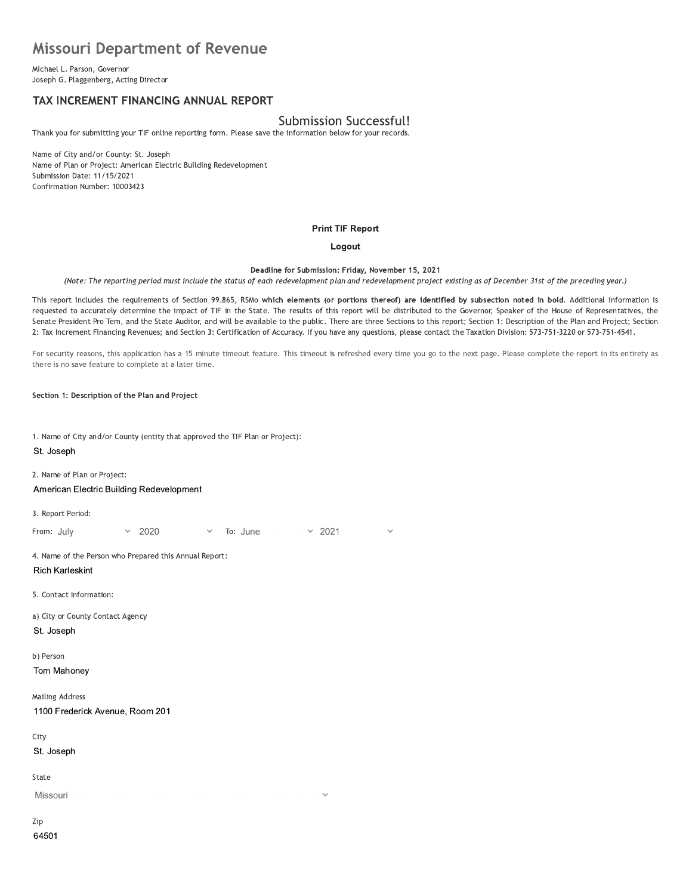# Missouri Department of Revenue

Michael L. Parson, Governor
Joseph G. Plaggenberg, Acting Director

## TAX INCREMENT FINANCING ANNUAL REPORT

### Submission Successful!

Thank you for submitting your TIF online reporting form. Please save the information below for your records.

Name of City and/or County: St. Joseph
Name of Plan or Project: American Electric Building Redevelopment
Submission Date: 11/15/2021
Confirmation Number: 10003423

**Print TIF Report**

**Logout**

**Deadline for Submission: Friday, November 15, 2021**

*(Note: The reporting period must include the status of each redevelopment plan and redevelopment project existing as of December 31st of the preceding year.)*

This report includes the requirements of Section 99.865, RSMo **which elements (or portions thereof) are identified by subsection noted in bold**. Additional information is requested to accurately determine the impact of TIF in the State. The results of this report will be distributed to the Governor, Speaker of the House of Representatives, the Senate President Pro Tem, and the State Auditor, and will be available to the public. There are three Sections to this report; Section 1: Description of the Plan and Project; Section 2: Tax Increment Financing Revenues; and Section 3: Certification of Accuracy. If you have any questions, please contact the Taxation Division: 573-751-3220 or 573-751-4541.

For security reasons, this application has a 15 minute timeout feature. This timeout is refreshed every time you go to the next page. Please complete the report in its entirety as there is no save feature to complete at a later time.

**Section 1: Description of the Plan and Project**

1. Name of City and/or County (entity that approved the TIF Plan or Project):

St. Joseph

2. Name of Plan or Project:

American Electric Building Redevelopment

3. Report Period:

From: July 2020 To: June 2021

4. Name of the Person who Prepared this Annual Report:

Rich Karleskint

5. Contact Information:

a) City or County Contact Agency

St. Joseph

b) Person

Tom Mahoney

Mailing Address

1100 Frederick Avenue, Room 201

City

St. Joseph

State

Missouri

Zip

64501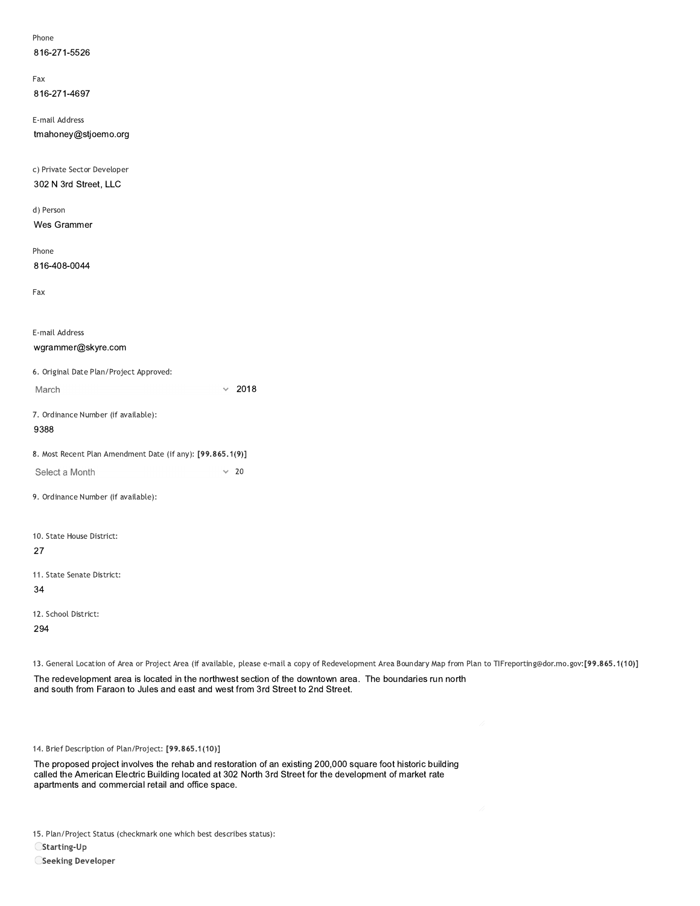Phone

816-271-5526

Fax

816-271-4697

E-mail Address

tmahoney@stjoemo.org

c) Private Sector Developer

302 N 3rd Street, LLC

d) Person

Wes Grammer

Phone

816-408-0044

Fax

E-mail Address

wgrammer@skyre.com

6. Original Date Plan/Project Approved:

March 2018

7. Ordinance Number (if available):

9388

8. Most Recent Plan Amendment Date (if any): **[99.865.1(9)]**

Select a Month 20

9. Ordinance Number (if available):

10. State House District:

27

11. State Senate District:

34

12. School District:

294

13. General Location of Area or Project Area (if available, please e-mail a copy of Redevelopment Area Boundary Map from Plan to TIFreporting@dor.mo.gov:**[99.865.1(10)]**

The redevelopment area is located in the northwest section of the downtown area. The boundaries run north and south from Faraon to Jules and east and west from 3rd Street to 2nd Street.

14. Brief Description of Plan/Project: **[99.865.1(10)]**

The proposed project involves the rehab and restoration of an existing 200,000 square foot historic building called the American Electric Building located at 302 North 3rd Street for the development of market rate apartments and commercial retail and office space.

15. Plan/Project Status (checkmark one which best describes status):

- **Starting-Up**
- **Seeking Developer**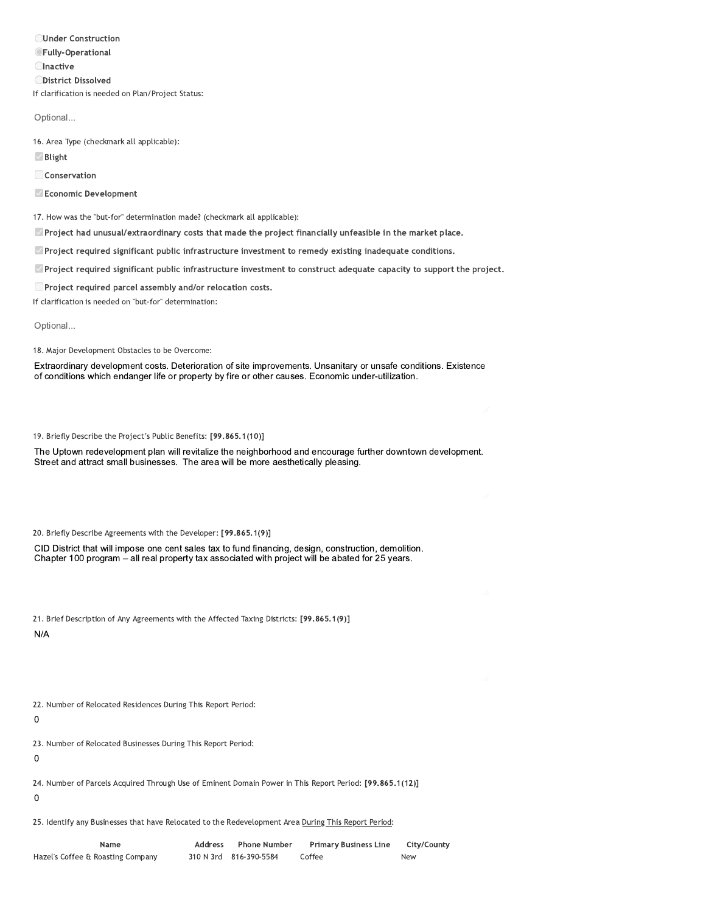- ○ **Under Construction**
- ◉ **Fully-Operational**
- ○ **Inactive**
- ○ **District Dissolved**

If clarification is needed on Plan/Project Status:

Optional...

16. Area Type (checkmark all applicable):

- [x] **Blight**
- [ ] **Conservation**
- [x] **Economic Development**

17. How was the "but-for" determination made? (checkmark all applicable):

- [x] **Project had unusual/extraordinary costs that made the project financially unfeasible in the market place.**
- [x] **Project required significant public infrastructure investment to remedy existing inadequate conditions.**
- [x] **Project required significant public infrastructure investment to construct adequate capacity to support the project.**
- [ ] **Project required parcel assembly and/or relocation costs.**

If clarification is needed on "but-for" determination:

Optional...

18. Major Development Obstacles to be Overcome:

Extraordinary development costs. Deterioration of site improvements. Unsanitary or unsafe conditions. Existence of conditions which endanger life or property by fire or other causes. Economic under-utilization.

19. Briefly Describe the Project's Public Benefits: **[99.865.1(10)]**

The Uptown redevelopment plan will revitalize the neighborhood and encourage further downtown development. Street and attract small businesses. The area will be more aesthetically pleasing.

20. Briefly Describe Agreements with the Developer: **[99.865.1(9)]**

CID District that will impose one cent sales tax to fund financing, design, construction, demolition.
Chapter 100 program – all real property tax associated with project will be abated for 25 years.

21. Brief Description of Any Agreements with the Affected Taxing Districts: **[99.865.1(9)]**

N/A

22. Number of Relocated Residences During This Report Period:

0

23. Number of Relocated Businesses During This Report Period:

0

24. Number of Parcels Acquired Through Use of Eminent Domain Power in This Report Period: **[99.865.1(12)]**

0

25. Identify any Businesses that have Relocated to the Redevelopment Area During This Report Period:

| Name | Address | Phone Number | Primary Business Line | City/County |
|---|---|---|---|---|
| Hazel's Coffee & Roasting Company | 310 N 3rd | 816-390-5584 | Coffee | New |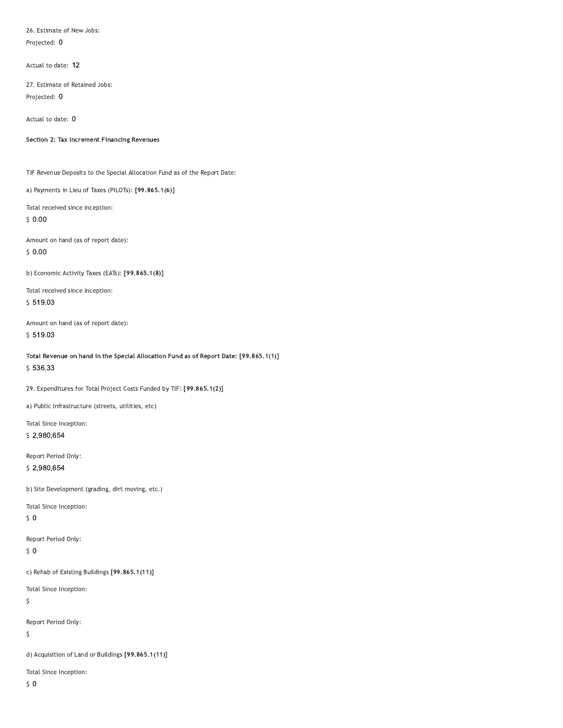26. Estimate of New Jobs:

Projected: 0

Actual to date: 12

27. Estimate of Retained Jobs:

Projected: 0

Actual to date: 0

**Section 2: Tax Increment Financing Revenues**

TIF Revenue Deposits to the Special Allocation Fund as of the Report Date:

a) Payments in Lieu of Taxes (PILOTs): **[99.865.1(6)]**

Total received since inception:

$ 0.00

Amount on hand (as of report date):

$ 0.00

b) Economic Activity Taxes (EATs): **[99.865.1(8)]**

Total received since inception:

$ 519.03

Amount on hand (as of report date):

$ 519.03

**Total Revenue on hand in the Special Allocation Fund as of Report Date: [99.865.1(1)]**

$ 536.33

29. Expenditures for Total Project Costs Funded by TIF: **[99.865.1(2)]**

a) Public Infrastructure (streets, utilities, etc)

Total Since Inception:

$ 2,980,654

Report Period Only:

$ 2,980,654

b) Site Development (grading, dirt moving, etc.)

Total Since Inception:

$ 0

Report Period Only:

$ 0

c) Rehab of Existing Buildings **[99.865.1(11)]**

Total Since Inception:

$

Report Period Only:

$

d) Acquisition of Land or Buildings **[99.865.1(11)]**

Total Since Inception:

$ 0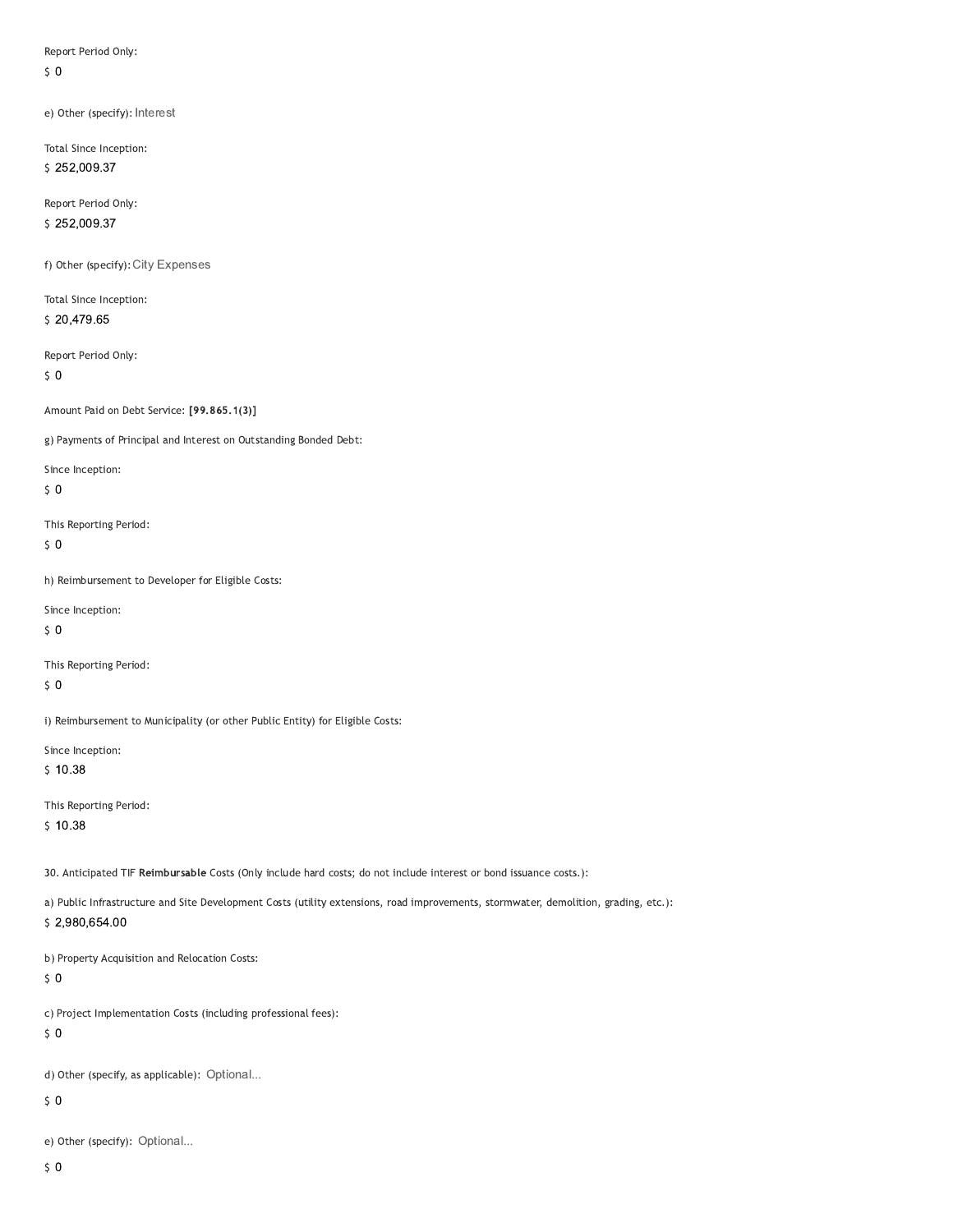Report Period Only:

$ 0

e) Other (specify): Interest

Total Since Inception:

$ 252,009.37

Report Period Only:

$ 252,009.37

f) Other (specify): City Expenses

Total Since Inception:

$ 20,479.65

Report Period Only:

$ 0

Amount Paid on Debt Service: **[99.865.1(3)]**

g) Payments of Principal and Interest on Outstanding Bonded Debt:

Since Inception:

$ 0

This Reporting Period:

$ 0

h) Reimbursement to Developer for Eligible Costs:

Since Inception:

$ 0

This Reporting Period:

$ 0

i) Reimbursement to Municipality (or other Public Entity) for Eligible Costs:

Since Inception:

$ 10.38

This Reporting Period:

$ 10.38

30. Anticipated TIF **Reimbursable** Costs (Only include hard costs; do not include interest or bond issuance costs.):

a) Public Infrastructure and Site Development Costs (utility extensions, road improvements, stormwater, demolition, grading, etc.):

$ 2,980,654.00

b) Property Acquisition and Relocation Costs:

$ 0

c) Project Implementation Costs (including professional fees):

$ 0

d) Other (specify, as applicable): Optional...

$ 0

e) Other (specify): Optional...

$ 0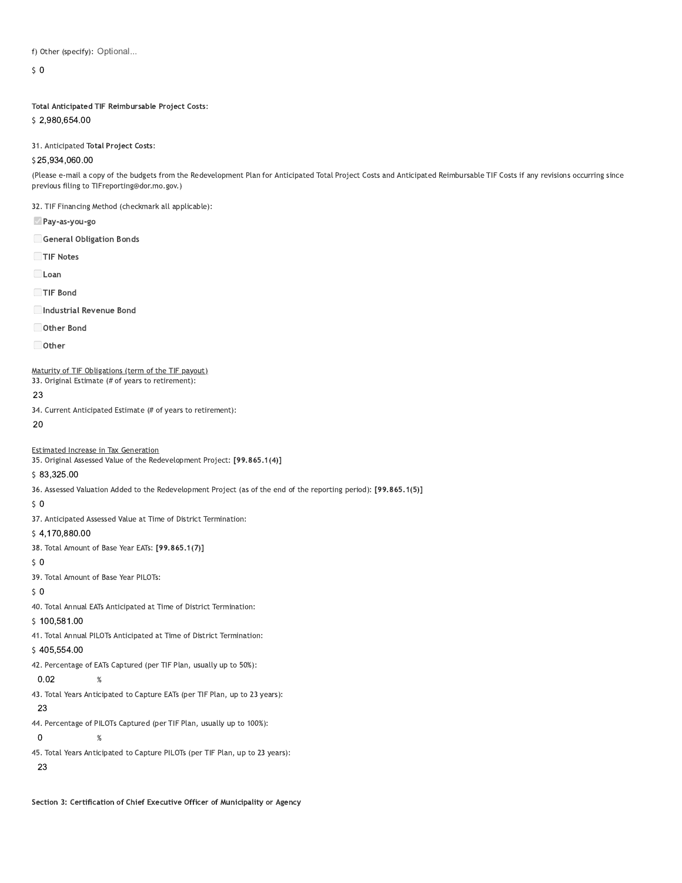f) Other (specify): Optional...

$ 0

**Total Anticipated TIF Reimbursable Project Costs:**

$ 2,980,654.00

31. Anticipated **Total Project Costs**:

$25,934,060.00

(Please e-mail a copy of the budgets from the Redevelopment Plan for Anticipated Total Project Costs and Anticipated Reimbursable TIF Costs if any revisions occurring since previous filing to TIFreporting@dor.mo.gov.)

32. TIF Financing Method (checkmark all applicable):

- [x] **Pay-as-you-go**
- [ ] **General Obligation Bonds**
- [ ] **TIF Notes**
- [ ] **Loan**
- [ ] **TIF Bond**
- [ ] **Industrial Revenue Bond**
- [ ] **Other Bond**
- [ ] **Other**

Maturity of TIF Obligations (term of the TIF payout)

33. Original Estimate (# of years to retirement):

23

34. Current Anticipated Estimate (# of years to retirement):

20

Estimated Increase in Tax Generation

35. Original Assessed Value of the Redevelopment Project: **[99.865.1(4)]**

$ 83,325.00

36. Assessed Valuation Added to the Redevelopment Project (as of the end of the reporting period): **[99.865.1(5)]**

$ 0

37. Anticipated Assessed Value at Time of District Termination:

$ 4,170,880.00

38. Total Amount of Base Year EATs: **[99.865.1(7)]**

$ 0

39. Total Amount of Base Year PILOTs:

$ 0

40. Total Annual EATs Anticipated at Time of District Termination:

$ 100,581.00

41. Total Annual PILOTs Anticipated at Time of District Termination:

$ 405,554.00

42. Percentage of EATs Captured (per TIF Plan, usually up to 50%):

0.02 %

43. Total Years Anticipated to Capture EATs (per TIF Plan, up to 23 years):

23

44. Percentage of PILOTs Captured (per TIF Plan, usually up to 100%):

0 %

45. Total Years Anticipated to Capture PILOTs (per TIF Plan, up to 23 years):

23

**Section 3: Certification of Chief Executive Officer of Municipality or Agency**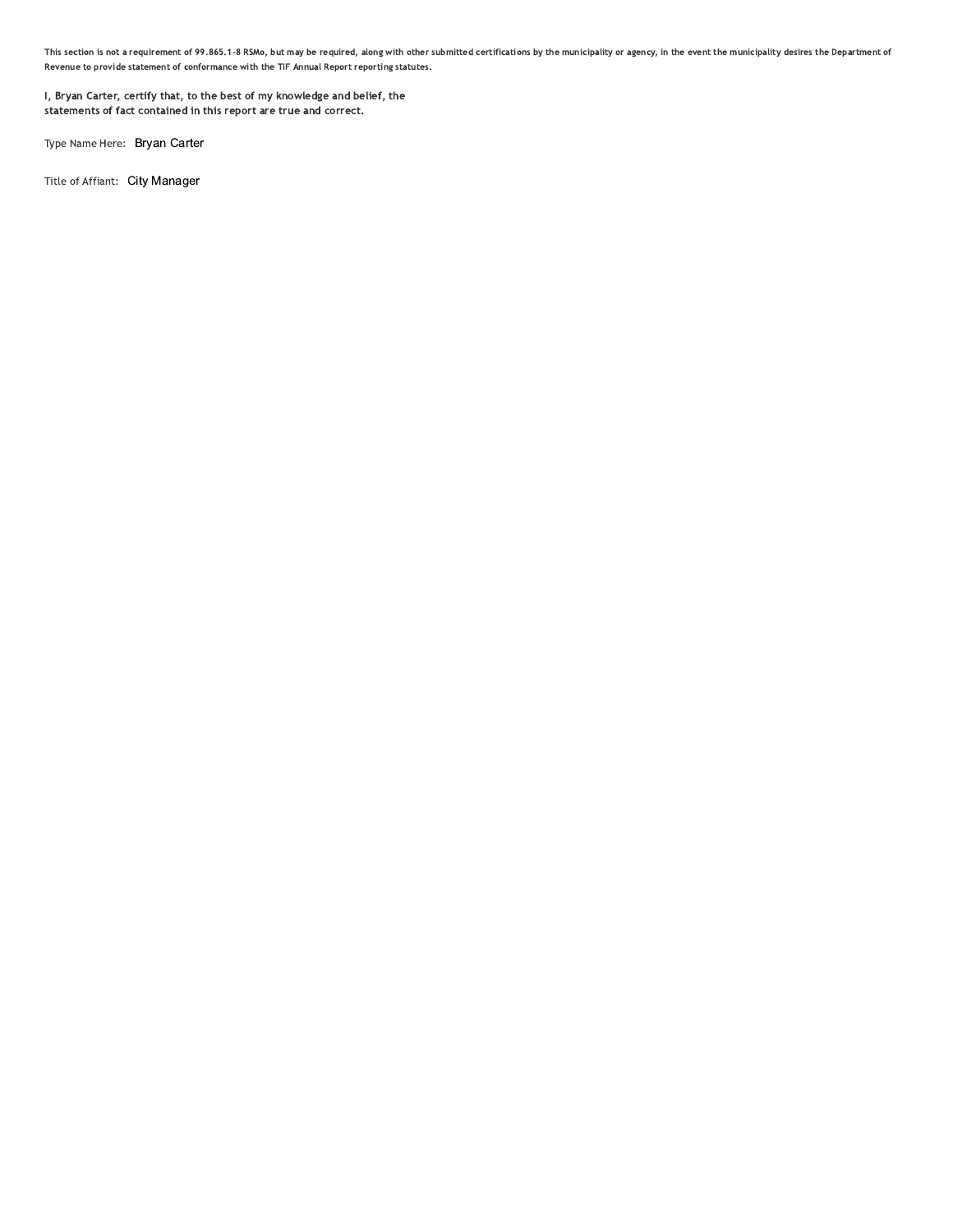**This section is not a requirement of 99.865.1-8 RSMo, but may be required, along with other submitted certifications by the municipality or agency, in the event the municipality desires the Department of Revenue to provide statement of conformance with the TIF Annual Report reporting statutes.**

**I, Bryan Carter, certify that, to the best of my knowledge and belief, the statements of fact contained in this report are true and correct.**

Type Name Here: Bryan Carter

Title of Affiant: City Manager